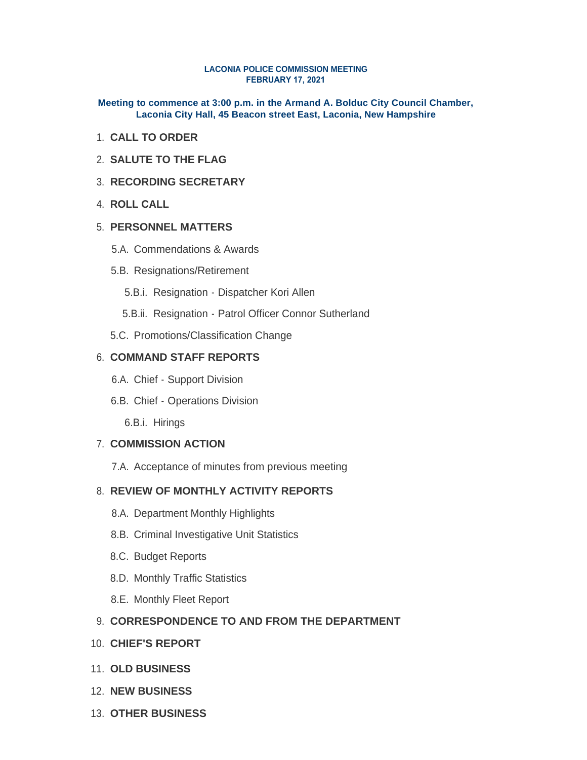# LACONIA POLICE COMMISSION MEETING
## FEBRUARY 17, 2021

**Meeting to commence at 3:00 p.m. in the Armand A. Bolduc City Council Chamber, Laconia City Hall, 45 Beacon street East, Laconia, New Hampshire**

1. **CALL TO ORDER**
2. **SALUTE TO THE FLAG**
3. **RECORDING SECRETARY**
4. **ROLL CALL**
5. **PERSONNEL MATTERS**
   - 5.A. Commendations & Awards
   - 5.B. Resignations/Retirement
     - 5.B.i. Resignation - Dispatcher Kori Allen
     - 5.B.ii. Resignation - Patrol Officer Connor Sutherland
   - 5.C. Promotions/Classification Change
6. **COMMAND STAFF REPORTS**
   - 6.A. Chief - Support Division
   - 6.B. Chief - Operations Division
     - 6.B.i. Hirings
7. **COMMISSION ACTION**
   - 7.A. Acceptance of minutes from previous meeting
8. **REVIEW OF MONTHLY ACTIVITY REPORTS**
   - 8.A. Department Monthly Highlights
   - 8.B. Criminal Investigative Unit Statistics
   - 8.C. Budget Reports
   - 8.D. Monthly Traffic Statistics
   - 8.E. Monthly Fleet Report
9. **CORRESPONDENCE TO AND FROM THE DEPARTMENT**
10. **CHIEF'S REPORT**
11. **OLD BUSINESS**
12. **NEW BUSINESS**
13. **OTHER BUSINESS**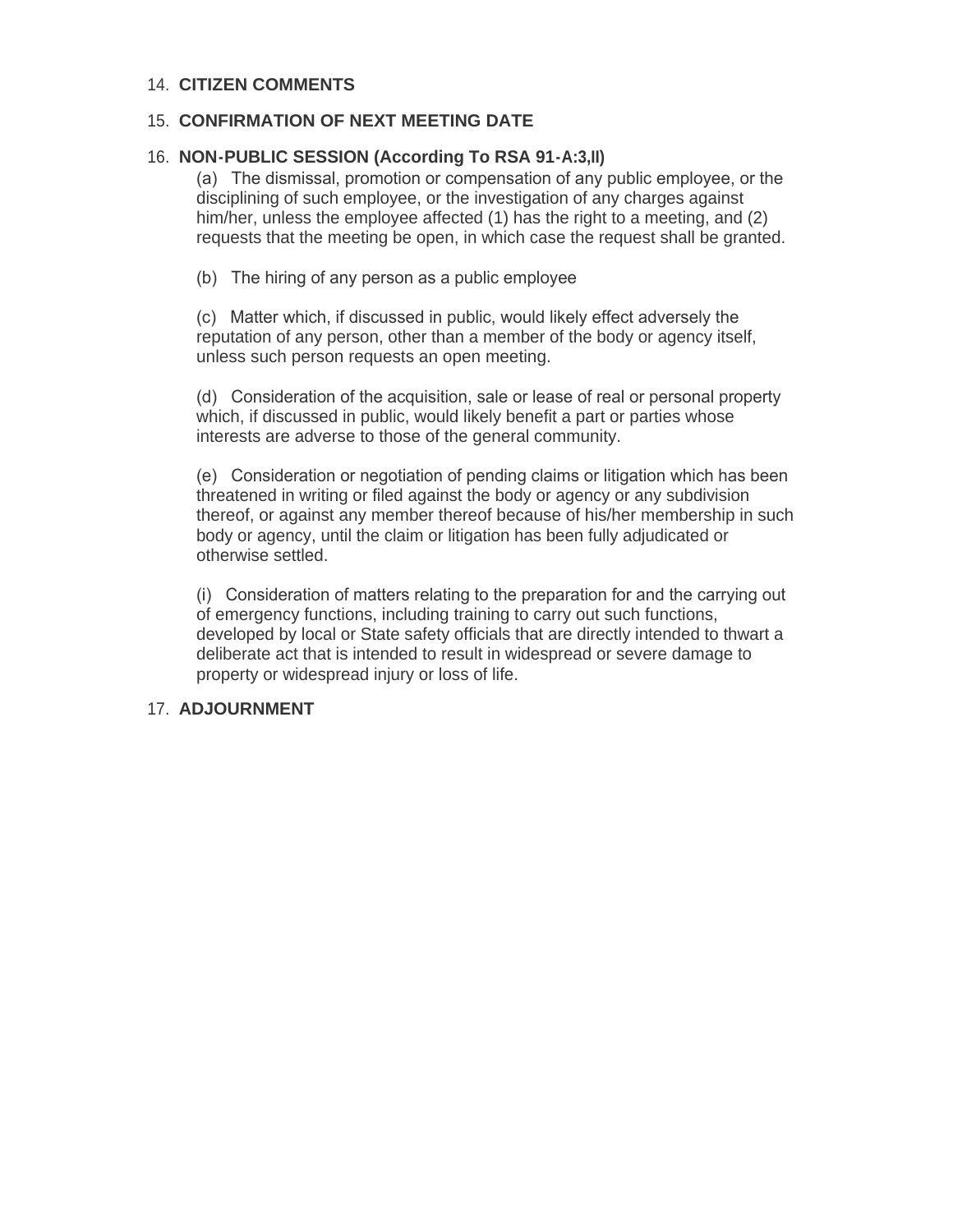14. **CITIZEN COMMENTS**

15. **CONFIRMATION OF NEXT MEETING DATE**

16. **NON-PUBLIC SESSION (According To RSA 91-A:3,II)**

    (a) The dismissal, promotion or compensation of any public employee, or the disciplining of such employee, or the investigation of any charges against him/her, unless the employee affected (1) has the right to a meeting, and (2) requests that the meeting be open, in which case the request shall be granted.

    (b) The hiring of any person as a public employee

    (c) Matter which, if discussed in public, would likely effect adversely the reputation of any person, other than a member of the body or agency itself, unless such person requests an open meeting.

    (d) Consideration of the acquisition, sale or lease of real or personal property which, if discussed in public, would likely benefit a part or parties whose interests are adverse to those of the general community.

    (e) Consideration or negotiation of pending claims or litigation which has been threatened in writing or filed against the body or agency or any subdivision thereof, or against any member thereof because of his/her membership in such body or agency, until the claim or litigation has been fully adjudicated or otherwise settled.

    (i) Consideration of matters relating to the preparation for and the carrying out of emergency functions, including training to carry out such functions, developed by local or State safety officials that are directly intended to thwart a deliberate act that is intended to result in widespread or severe damage to property or widespread injury or loss of life.

17. **ADJOURNMENT**